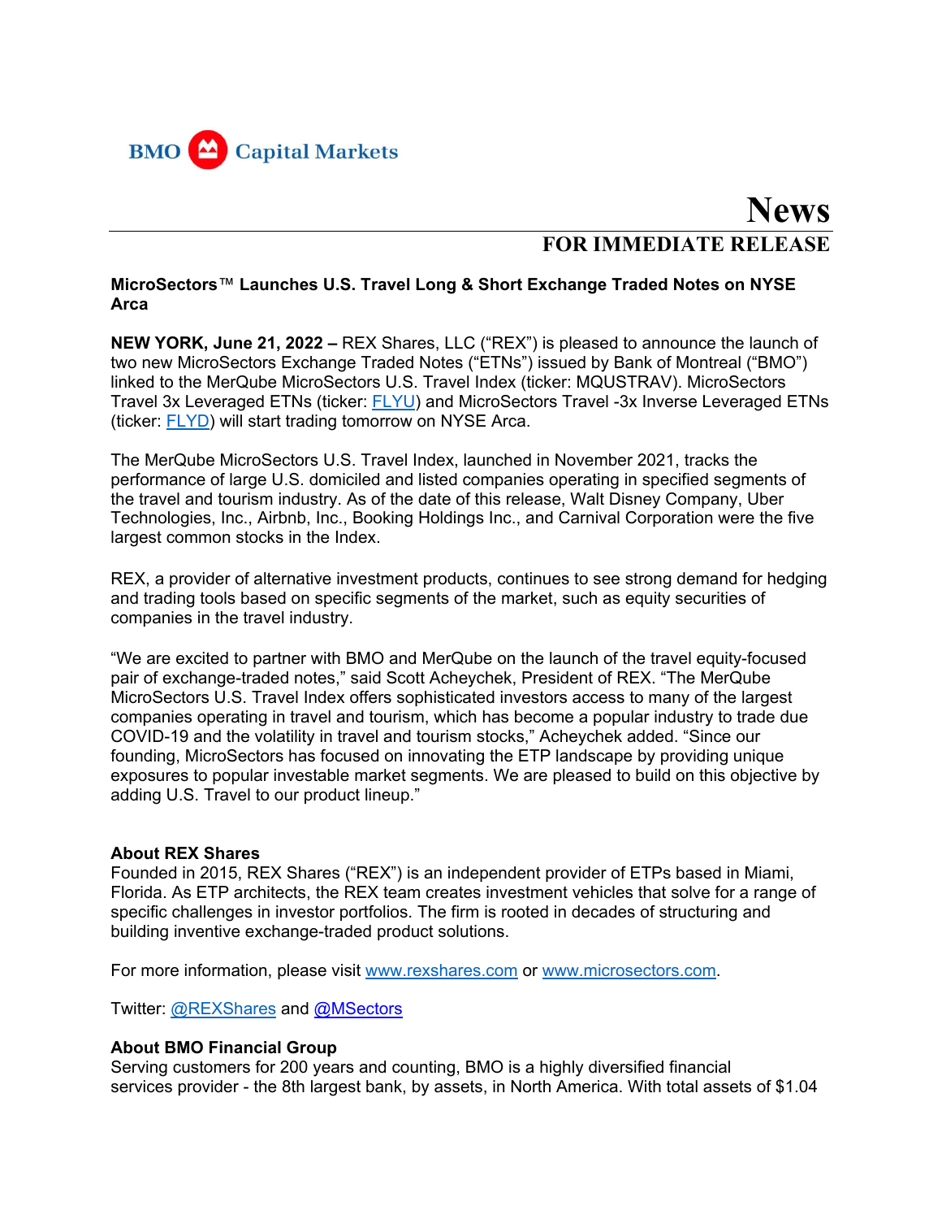BMO Capital Markets

# News

## FOR IMMEDIATE RELEASE

### MicroSectors™ Launches U.S. Travel Long & Short Exchange Traded Notes on NYSE Arca

**NEW YORK, June 21, 2022 –** REX Shares, LLC ("REX") is pleased to announce the launch of two new MicroSectors Exchange Traded Notes ("ETNs") issued by Bank of Montreal ("BMO") linked to the MerQube MicroSectors U.S. Travel Index (ticker: MQUSTRAV). MicroSectors Travel 3x Leveraged ETNs (ticker: FLYU) and MicroSectors Travel -3x Inverse Leveraged ETNs (ticker: FLYD) will start trading tomorrow on NYSE Arca.

The MerQube MicroSectors U.S. Travel Index, launched in November 2021, tracks the performance of large U.S. domiciled and listed companies operating in specified segments of the travel and tourism industry. As of the date of this release, Walt Disney Company, Uber Technologies, Inc., Airbnb, Inc., Booking Holdings Inc., and Carnival Corporation were the five largest common stocks in the Index.

REX, a provider of alternative investment products, continues to see strong demand for hedging and trading tools based on specific segments of the market, such as equity securities of companies in the travel industry.

"We are excited to partner with BMO and MerQube on the launch of the travel equity-focused pair of exchange-traded notes," said Scott Acheychek, President of REX. "The MerQube MicroSectors U.S. Travel Index offers sophisticated investors access to many of the largest companies operating in travel and tourism, which has become a popular industry to trade due COVID-19 and the volatility in travel and tourism stocks," Acheychek added. "Since our founding, MicroSectors has focused on innovating the ETP landscape by providing unique exposures to popular investable market segments. We are pleased to build on this objective by adding U.S. Travel to our product lineup."

**About REX Shares**
Founded in 2015, REX Shares ("REX") is an independent provider of ETPs based in Miami, Florida. As ETP architects, the REX team creates investment vehicles that solve for a range of specific challenges in investor portfolios. The firm is rooted in decades of structuring and building inventive exchange-traded product solutions.

For more information, please visit www.rexshares.com or www.microsectors.com.

Twitter: @REXShares and @MSectors

**About BMO Financial Group**
Serving customers for 200 years and counting, BMO is a highly diversified financial services provider - the 8th largest bank, by assets, in North America. With total assets of $1.04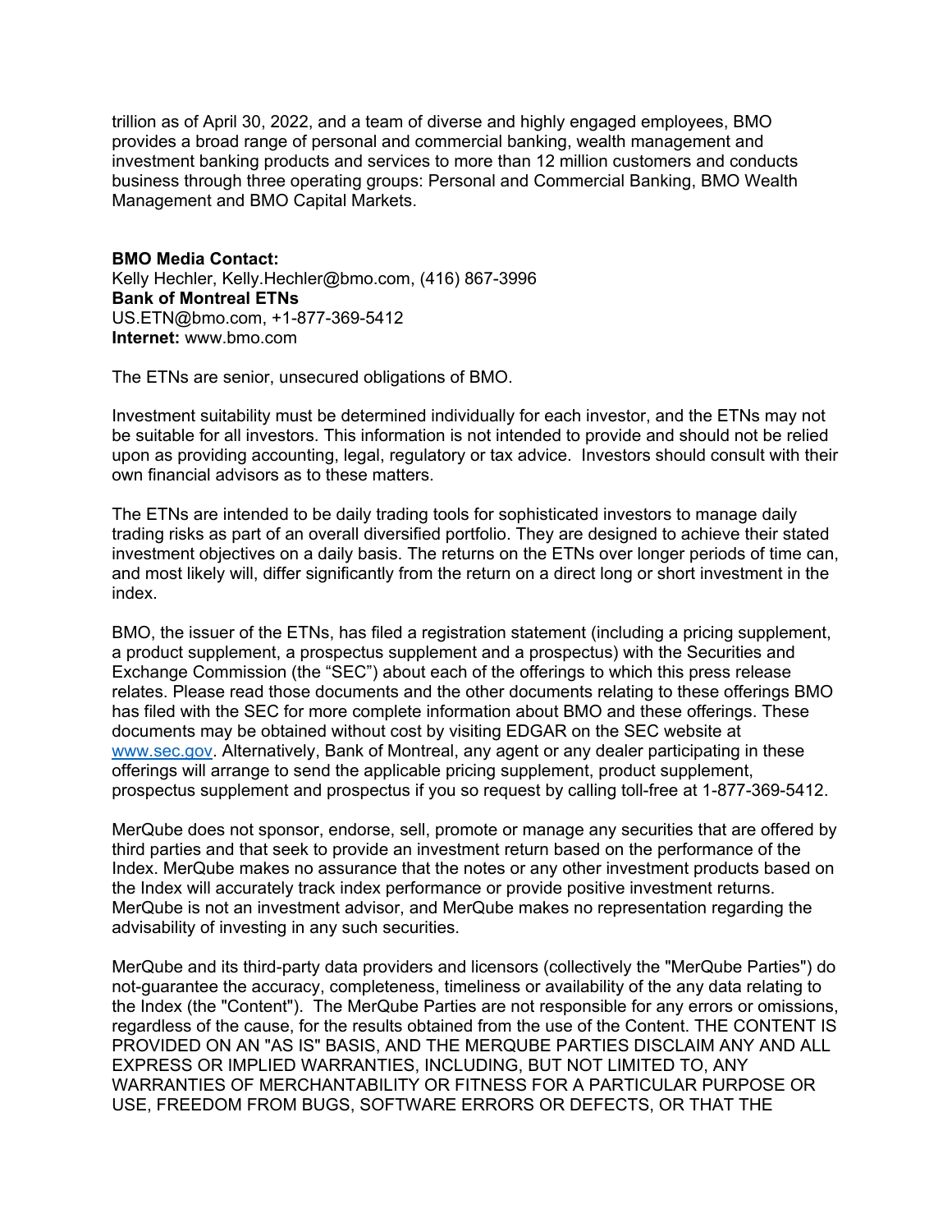trillion as of April 30, 2022, and a team of diverse and highly engaged employees, BMO provides a broad range of personal and commercial banking, wealth management and investment banking products and services to more than 12 million customers and conducts business through three operating groups: Personal and Commercial Banking, BMO Wealth Management and BMO Capital Markets.

**BMO Media Contact:**
Kelly Hechler, Kelly.Hechler@bmo.com, (416) 867-3996
**Bank of Montreal ETNs**
US.ETN@bmo.com, +1-877-369-5412
**Internet:** www.bmo.com

The ETNs are senior, unsecured obligations of BMO.

Investment suitability must be determined individually for each investor, and the ETNs may not be suitable for all investors. This information is not intended to provide and should not be relied upon as providing accounting, legal, regulatory or tax advice. Investors should consult with their own financial advisors as to these matters.

The ETNs are intended to be daily trading tools for sophisticated investors to manage daily trading risks as part of an overall diversified portfolio. They are designed to achieve their stated investment objectives on a daily basis. The returns on the ETNs over longer periods of time can, and most likely will, differ significantly from the return on a direct long or short investment in the index.

BMO, the issuer of the ETNs, has filed a registration statement (including a pricing supplement, a product supplement, a prospectus supplement and a prospectus) with the Securities and Exchange Commission (the "SEC") about each of the offerings to which this press release relates. Please read those documents and the other documents relating to these offerings BMO has filed with the SEC for more complete information about BMO and these offerings. These documents may be obtained without cost by visiting EDGAR on the SEC website at www.sec.gov. Alternatively, Bank of Montreal, any agent or any dealer participating in these offerings will arrange to send the applicable pricing supplement, product supplement, prospectus supplement and prospectus if you so request by calling toll-free at 1-877-369-5412.

MerQube does not sponsor, endorse, sell, promote or manage any securities that are offered by third parties and that seek to provide an investment return based on the performance of the Index. MerQube makes no assurance that the notes or any other investment products based on the Index will accurately track index performance or provide positive investment returns. MerQube is not an investment advisor, and MerQube makes no representation regarding the advisability of investing in any such securities.

MerQube and its third-party data providers and licensors (collectively the "MerQube Parties") do not-guarantee the accuracy, completeness, timeliness or availability of the any data relating to the Index (the "Content"). The MerQube Parties are not responsible for any errors or omissions, regardless of the cause, for the results obtained from the use of the Content. THE CONTENT IS PROVIDED ON AN "AS IS" BASIS, AND THE MERQUBE PARTIES DISCLAIM ANY AND ALL EXPRESS OR IMPLIED WARRANTIES, INCLUDING, BUT NOT LIMITED TO, ANY WARRANTIES OF MERCHANTABILITY OR FITNESS FOR A PARTICULAR PURPOSE OR USE, FREEDOM FROM BUGS, SOFTWARE ERRORS OR DEFECTS, OR THAT THE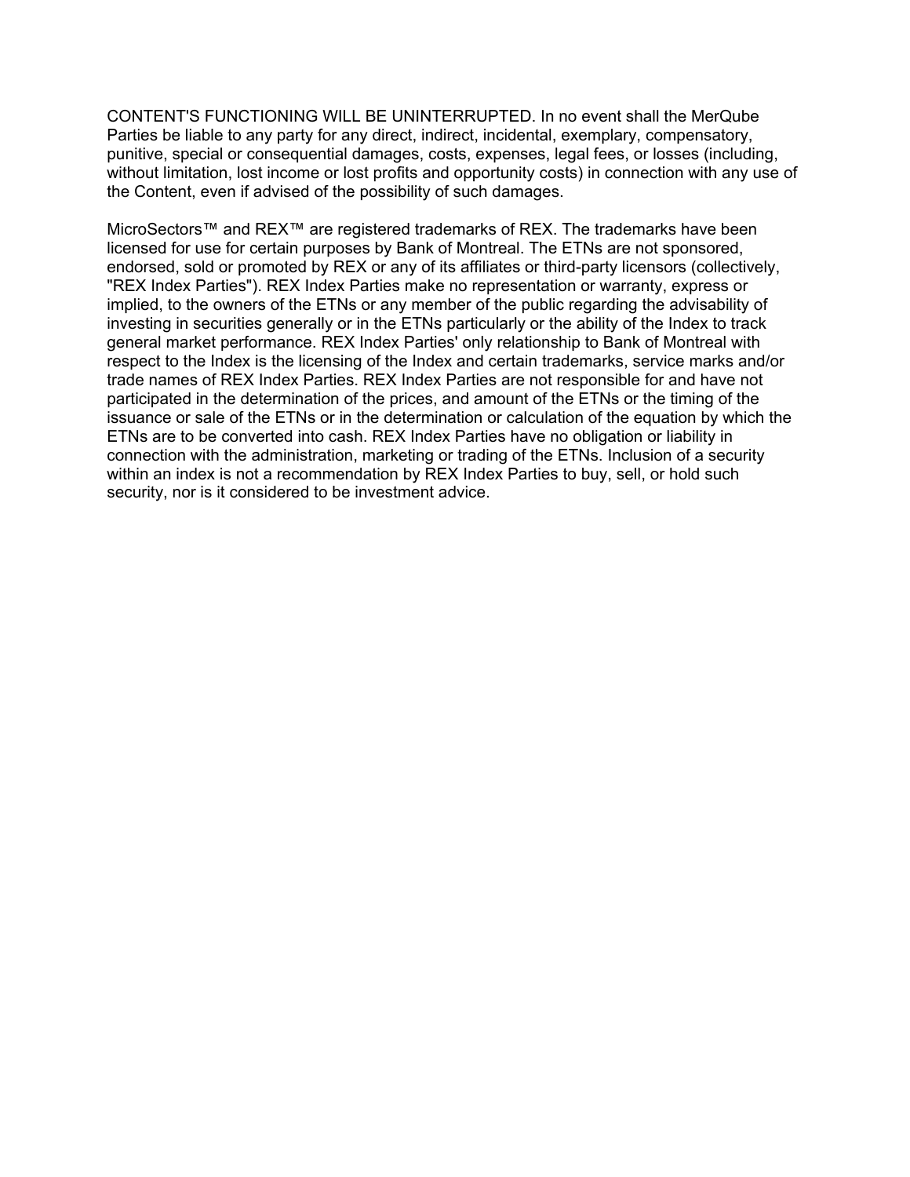CONTENT'S FUNCTIONING WILL BE UNINTERRUPTED. In no event shall the MerQube Parties be liable to any party for any direct, indirect, incidental, exemplary, compensatory, punitive, special or consequential damages, costs, expenses, legal fees, or losses (including, without limitation, lost income or lost profits and opportunity costs) in connection with any use of the Content, even if advised of the possibility of such damages.

MicroSectors™ and REX™ are registered trademarks of REX. The trademarks have been licensed for use for certain purposes by Bank of Montreal. The ETNs are not sponsored, endorsed, sold or promoted by REX or any of its affiliates or third-party licensors (collectively, "REX Index Parties"). REX Index Parties make no representation or warranty, express or implied, to the owners of the ETNs or any member of the public regarding the advisability of investing in securities generally or in the ETNs particularly or the ability of the Index to track general market performance. REX Index Parties' only relationship to Bank of Montreal with respect to the Index is the licensing of the Index and certain trademarks, service marks and/or trade names of REX Index Parties. REX Index Parties are not responsible for and have not participated in the determination of the prices, and amount of the ETNs or the timing of the issuance or sale of the ETNs or in the determination or calculation of the equation by which the ETNs are to be converted into cash. REX Index Parties have no obligation or liability in connection with the administration, marketing or trading of the ETNs. Inclusion of a security within an index is not a recommendation by REX Index Parties to buy, sell, or hold such security, nor is it considered to be investment advice.